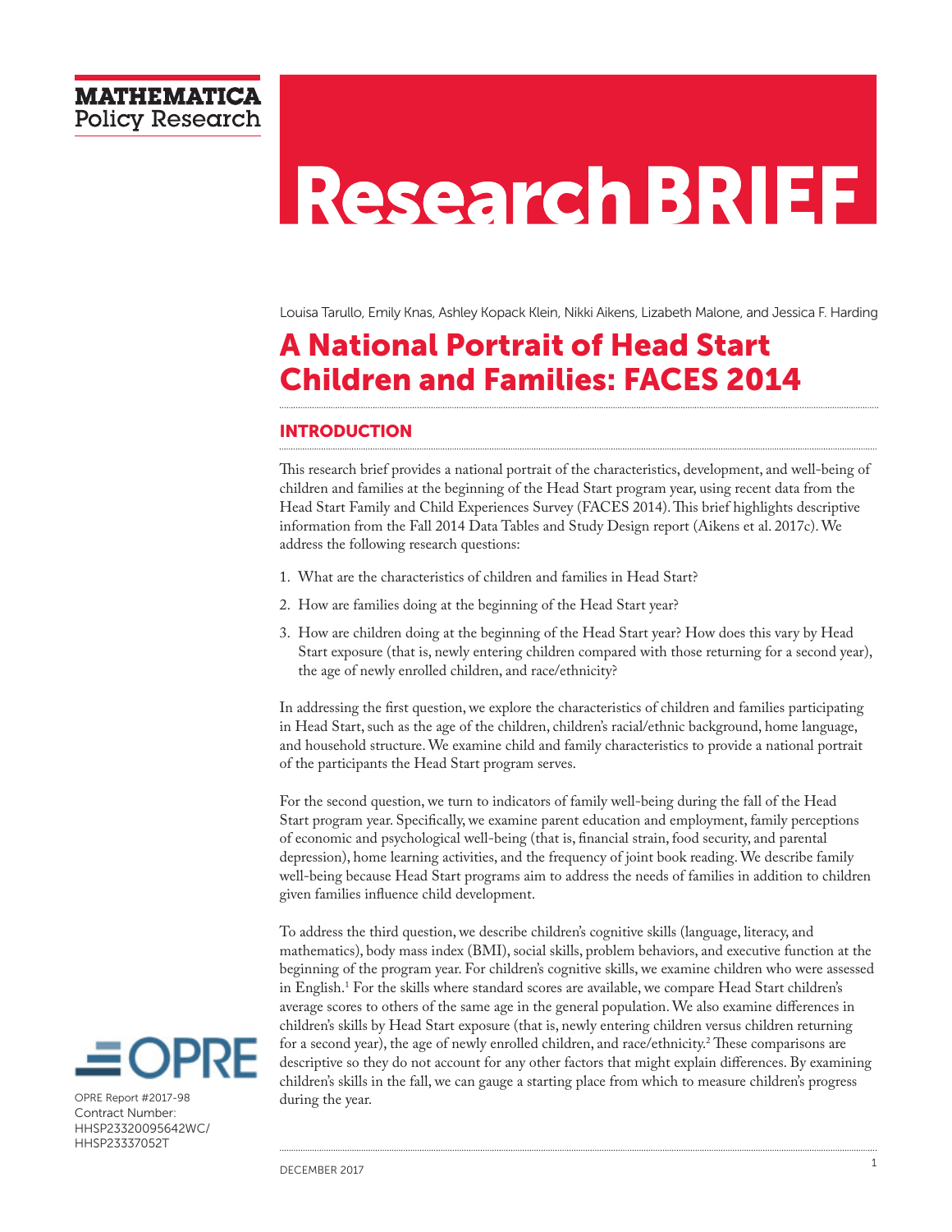MATHEMATICA Policy Research

# Research BRIEF

Louisa Tarullo, Emily Knas, Ashley Kopack Klein, Nikki Aikens, Lizabeth Malone, and Jessica F. Harding

# A National Portrait of Head Start Children and Families: FACES 2014

## INTRODUCTION

This research brief provides a national portrait of the characteristics, development, and well-being of children and families at the beginning of the Head Start program year, using recent data from the Head Start Family and Child Experiences Survey (FACES 2014). This brief highlights descriptive information from the Fall 2014 Data Tables and Study Design report (Aikens et al. 2017c). We address the following research questions:

1. What are the characteristics of children and families in Head Start?
2. How are families doing at the beginning of the Head Start year?
3. How are children doing at the beginning of the Head Start year? How does this vary by Head Start exposure (that is, newly entering children compared with those returning for a second year), the age of newly enrolled children, and race/ethnicity?

In addressing the first question, we explore the characteristics of children and families participating in Head Start, such as the age of the children, children's racial/ethnic background, home language, and household structure. We examine child and family characteristics to provide a national portrait of the participants the Head Start program serves.

For the second question, we turn to indicators of family well-being during the fall of the Head Start program year. Specifically, we examine parent education and employment, family perceptions of economic and psychological well-being (that is, financial strain, food security, and parental depression), home learning activities, and the frequency of joint book reading. We describe family well-being because Head Start programs aim to address the needs of families in addition to children given families influence child development.

To address the third question, we describe children's cognitive skills (language, literacy, and mathematics), body mass index (BMI), social skills, problem behaviors, and executive function at the beginning of the program year. For children's cognitive skills, we examine children who were assessed in English.[1] For the skills where standard scores are available, we compare Head Start children's average scores to others of the same age in the general population. We also examine differences in children's skills by Head Start exposure (that is, newly entering children versus children returning for a second year), the age of newly enrolled children, and race/ethnicity.[2] These comparisons are descriptive so they do not account for any other factors that might explain differences. By examining children's skills in the fall, we can gauge a starting place from which to measure children's progress during the year.

OPRE

OPRE Report #2017-98
Contract Number:
HHSP23320095642WC/
HHSP23337052T

DECEMBER 2017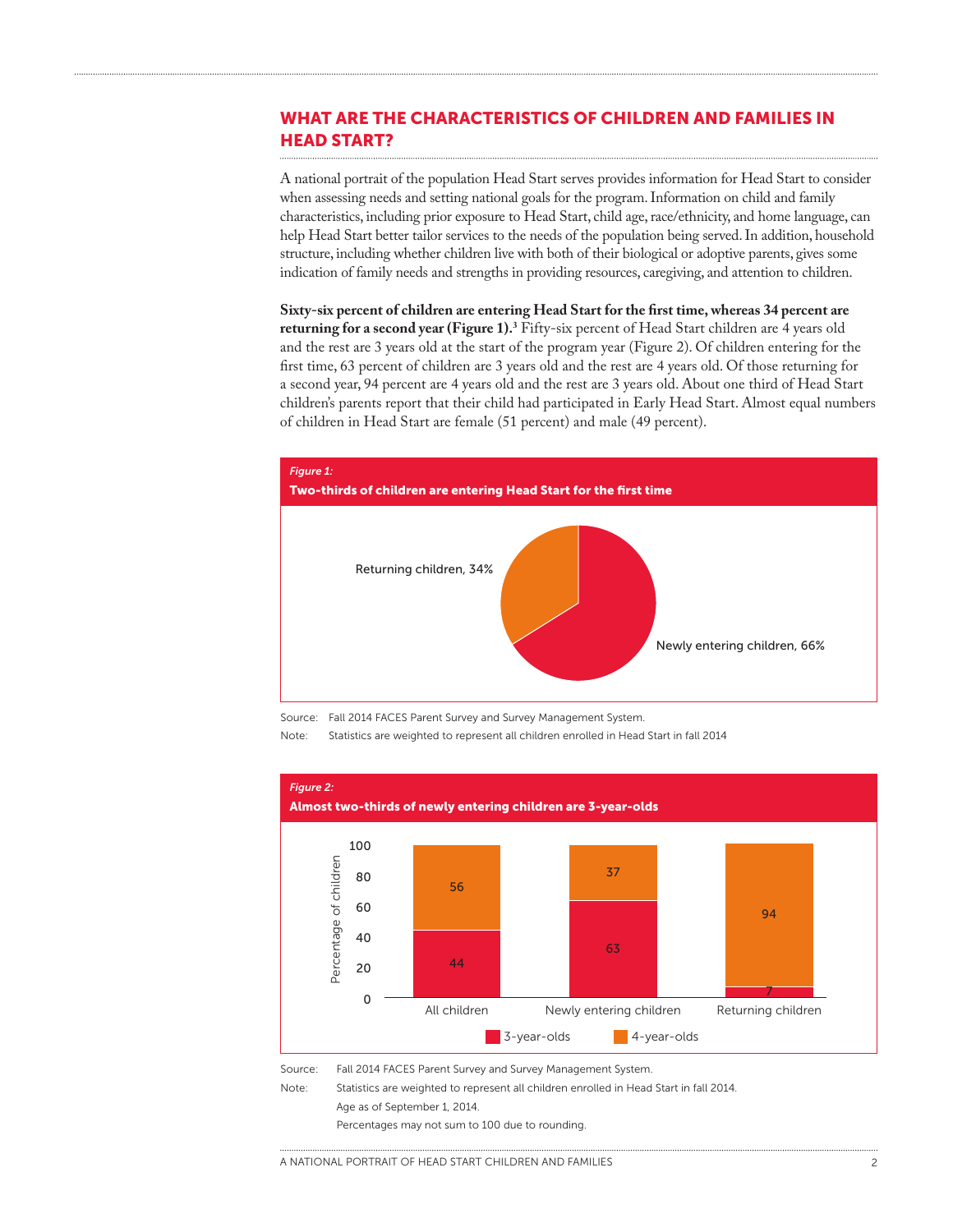## WHAT ARE THE CHARACTERISTICS OF CHILDREN AND FAMILIES IN HEAD START?

A national portrait of the population Head Start serves provides information for Head Start to consider when assessing needs and setting national goals for the program. Information on child and family characteristics, including prior exposure to Head Start, child age, race/ethnicity, and home language, can help Head Start better tailor services to the needs of the population being served. In addition, household structure, including whether children live with both of their biological or adoptive parents, gives some indication of family needs and strengths in providing resources, caregiving, and attention to children.

**Sixty-six percent of children are entering Head Start for the first time, whereas 34 percent are returning for a second year (Figure 1).**[3] Fifty-six percent of Head Start children are 4 years old and the rest are 3 years old at the start of the program year (Figure 2). Of children entering for the first time, 63 percent of children are 3 years old and the rest are 4 years old. Of those returning for a second year, 94 percent are 4 years old and the rest are 3 years old. About one third of Head Start children's parents report that their child had participated in Early Head Start. Almost equal numbers of children in Head Start are female (51 percent) and male (49 percent).

*Figure 1:*
**Two-thirds of children are entering Head Start for the first time**

| Category | Percent |
|---|---|
| Returning children | 34% |
| Newly entering children | 66% |

Source: Fall 2014 FACES Parent Survey and Survey Management System.

Note: Statistics are weighted to represent all children enrolled in Head Start in fall 2014

*Figure 2:*
**Almost two-thirds of newly entering children are 3-year-olds**

| Percentage of children | 3-year-olds | 4-year-olds |
|---|---|---|
| All children | 44 | 56 |
| Newly entering children | 63 | 37 |
| Returning children | 7 | 94 |

Source: Fall 2014 FACES Parent Survey and Survey Management System.

Note: Statistics are weighted to represent all children enrolled in Head Start in fall 2014.
Age as of September 1, 2014.
Percentages may not sum to 100 due to rounding.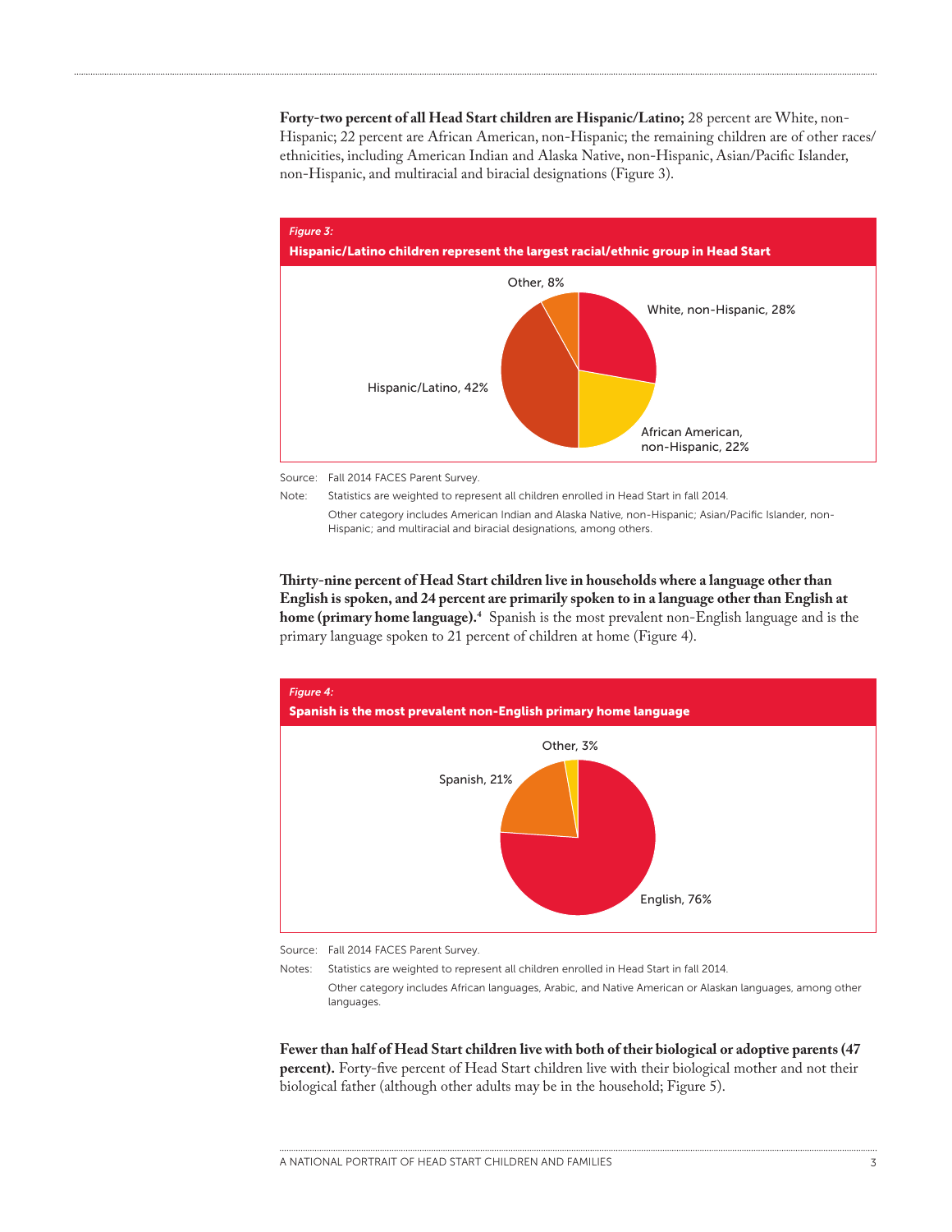**Forty-two percent of all Head Start children are Hispanic/Latino;** 28 percent are White, non-Hispanic; 22 percent are African American, non-Hispanic; the remaining children are of other races/ethnicities, including American Indian and Alaska Native, non-Hispanic, Asian/Pacific Islander, non-Hispanic, and multiracial and biracial designations (Figure 3).

*Figure 3:*

**Hispanic/Latino children represent the largest racial/ethnic group in Head Start**

Other, 8%

White, non-Hispanic, 28%

Hispanic/Latino, 42%

African American, non-Hispanic, 22%

Source: Fall 2014 FACES Parent Survey.

Note: Statistics are weighted to represent all children enrolled in Head Start in fall 2014.

Other category includes American Indian and Alaska Native, non-Hispanic; Asian/Pacific Islander, non-Hispanic; and multiracial and biracial designations, among others.

**Thirty-nine percent of Head Start children live in households where a language other than English is spoken, and 24 percent are primarily spoken to in a language other than English at home (primary home language).**[4] Spanish is the most prevalent non-English language and is the primary language spoken to 21 percent of children at home (Figure 4).

*Figure 4:*

**Spanish is the most prevalent non-English primary home language**

Other, 3%

Spanish, 21%

English, 76%

Source: Fall 2014 FACES Parent Survey.

Notes: Statistics are weighted to represent all children enrolled in Head Start in fall 2014.

Other category includes African languages, Arabic, and Native American or Alaskan languages, among other languages.

**Fewer than half of Head Start children live with both of their biological or adoptive parents (47 percent).** Forty-five percent of Head Start children live with their biological mother and not their biological father (although other adults may be in the household; Figure 5).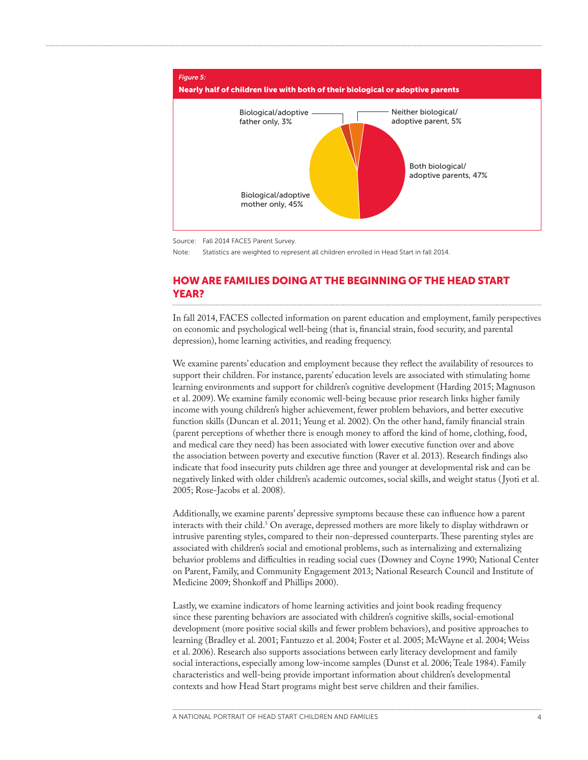*Figure 5:*

**Nearly half of children live with both of their biological or adoptive parents**

Biological/adoptive father only, 3%

Neither biological/ adoptive parent, 5%

Both biological/ adoptive parents, 47%

Biological/adoptive mother only, 45%

Source: Fall 2014 FACES Parent Survey.

Note: Statistics are weighted to represent all children enrolled in Head Start in fall 2014.

## HOW ARE FAMILIES DOING AT THE BEGINNING OF THE HEAD START YEAR?

In fall 2014, FACES collected information on parent education and employment, family perspectives on economic and psychological well-being (that is, financial strain, food security, and parental depression), home learning activities, and reading frequency.

We examine parents' education and employment because they reflect the availability of resources to support their children. For instance, parents' education levels are associated with stimulating home learning environments and support for children's cognitive development (Harding 2015; Magnuson et al. 2009). We examine family economic well-being because prior research links higher family income with young children's higher achievement, fewer problem behaviors, and better executive function skills (Duncan et al. 2011; Yeung et al. 2002). On the other hand, family financial strain (parent perceptions of whether there is enough money to afford the kind of home, clothing, food, and medical care they need) has been associated with lower executive function over and above the association between poverty and executive function (Raver et al. 2013). Research findings also indicate that food insecurity puts children age three and younger at developmental risk and can be negatively linked with older children's academic outcomes, social skills, and weight status (Jyoti et al. 2005; Rose-Jacobs et al. 2008).

Additionally, we examine parents' depressive symptoms because these can influence how a parent interacts with their child.[5] On average, depressed mothers are more likely to display withdrawn or intrusive parenting styles, compared to their non-depressed counterparts. These parenting styles are associated with children's social and emotional problems, such as internalizing and externalizing behavior problems and difficulties in reading social cues (Downey and Coyne 1990; National Center on Parent, Family, and Community Engagement 2013; National Research Council and Institute of Medicine 2009; Shonkoff and Phillips 2000).

Lastly, we examine indicators of home learning activities and joint book reading frequency since these parenting behaviors are associated with children's cognitive skills, social-emotional development (more positive social skills and fewer problem behaviors), and positive approaches to learning (Bradley et al. 2001; Fantuzzo et al. 2004; Foster et al. 2005; McWayne et al. 2004; Weiss et al. 2006). Research also supports associations between early literacy development and family social interactions, especially among low-income samples (Dunst et al. 2006; Teale 1984). Family characteristics and well-being provide important information about children's developmental contexts and how Head Start programs might best serve children and their families.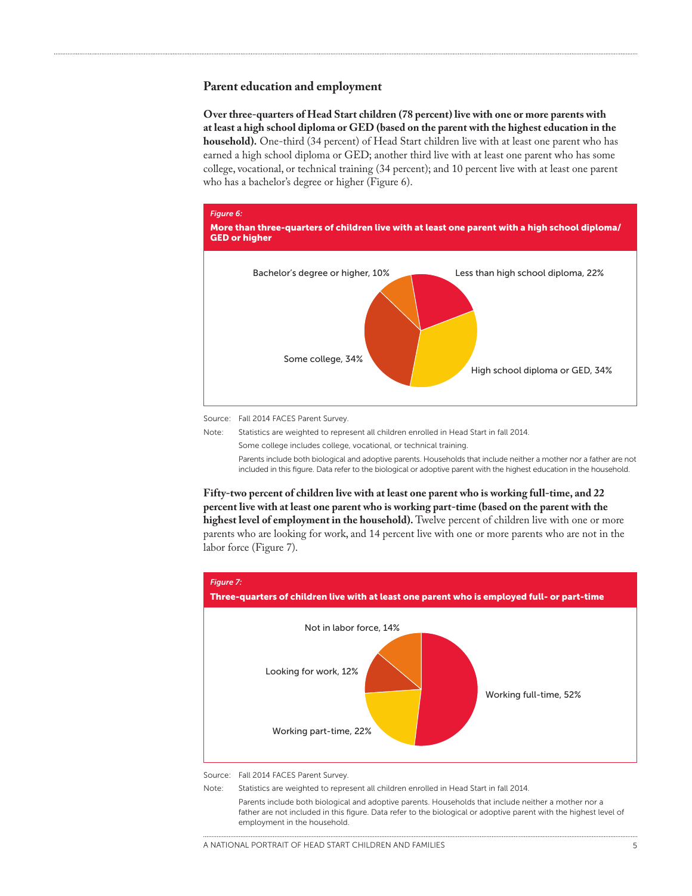## Parent education and employment

**Over three-quarters of Head Start children (78 percent) live with one or more parents with at least a high school diploma or GED (based on the parent with the highest education in the household).** One-third (34 percent) of Head Start children live with at least one parent who has earned a high school diploma or GED; another third live with at least one parent who has some college, vocational, or technical training (34 percent); and 10 percent live with at least one parent who has a bachelor's degree or higher (Figure 6).

*Figure 6:*

**More than three-quarters of children live with at least one parent with a high school diploma/GED or higher**

Bachelor's degree or higher, 10%

Less than high school diploma, 22%

Some college, 34%

High school diploma or GED, 34%

Source: Fall 2014 FACES Parent Survey.

Note: Statistics are weighted to represent all children enrolled in Head Start in fall 2014.

Some college includes college, vocational, or technical training.

Parents include both biological and adoptive parents. Households that include neither a mother nor a father are not included in this figure. Data refer to the biological or adoptive parent with the highest education in the household.

**Fifty-two percent of children live with at least one parent who is working full-time, and 22 percent live with at least one parent who is working part-time (based on the parent with the highest level of employment in the household).** Twelve percent of children live with one or more parents who are looking for work, and 14 percent live with one or more parents who are not in the labor force (Figure 7).

*Figure 7:*

**Three-quarters of children live with at least one parent who is employed full- or part-time**

Not in labor force, 14%

Looking for work, 12%

Working full-time, 52%

Working part-time, 22%

Source: Fall 2014 FACES Parent Survey.

Note: Statistics are weighted to represent all children enrolled in Head Start in fall 2014.

Parents include both biological and adoptive parents. Households that include neither a mother nor a father are not included in this figure. Data refer to the biological or adoptive parent with the highest level of employment in the household.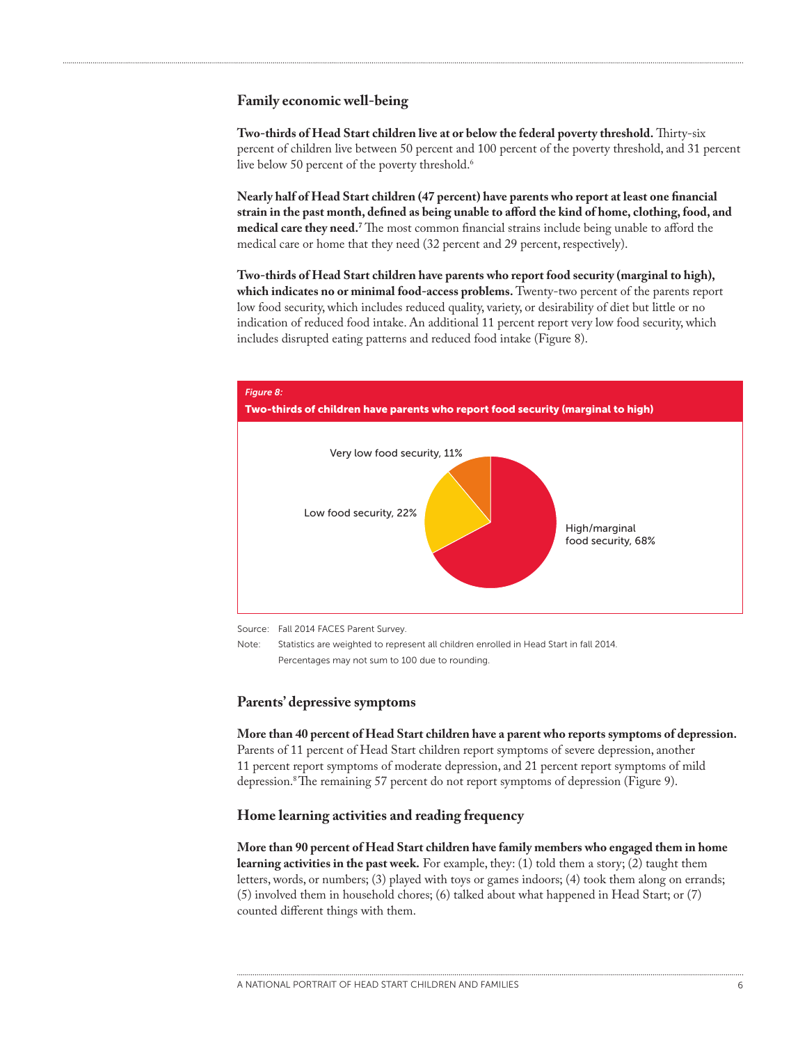## Family economic well-being

**Two-thirds of Head Start children live at or below the federal poverty threshold.** Thirty-six percent of children live between 50 percent and 100 percent of the poverty threshold, and 31 percent live below 50 percent of the poverty threshold.[6]

**Nearly half of Head Start children (47 percent) have parents who report at least one financial strain in the past month, defined as being unable to afford the kind of home, clothing, food, and medical care they need.**[7] The most common financial strains include being unable to afford the medical care or home that they need (32 percent and 29 percent, respectively).

**Two-thirds of Head Start children have parents who report food security (marginal to high), which indicates no or minimal food-access problems.** Twenty-two percent of the parents report low food security, which includes reduced quality, variety, or desirability of diet but little or no indication of reduced food intake. An additional 11 percent report very low food security, which includes disrupted eating patterns and reduced food intake (Figure 8).

*Figure 8:*
**Two-thirds of children have parents who report food security (marginal to high)**

| Category | Percent |
|---|---|
| Very low food security | 11% |
| Low food security | 22% |
| High/marginal food security | 68% |

Source: Fall 2014 FACES Parent Survey.

Note: Statistics are weighted to represent all children enrolled in Head Start in fall 2014. Percentages may not sum to 100 due to rounding.

## Parents' depressive symptoms

**More than 40 percent of Head Start children have a parent who reports symptoms of depression.** Parents of 11 percent of Head Start children report symptoms of severe depression, another 11 percent report symptoms of moderate depression, and 21 percent report symptoms of mild depression.[8] The remaining 57 percent do not report symptoms of depression (Figure 9).

## Home learning activities and reading frequency

**More than 90 percent of Head Start children have family members who engaged them in home learning activities in the past week.** For example, they: (1) told them a story; (2) taught them letters, words, or numbers; (3) played with toys or games indoors; (4) took them along on errands; (5) involved them in household chores; (6) talked about what happened in Head Start; or (7) counted different things with them.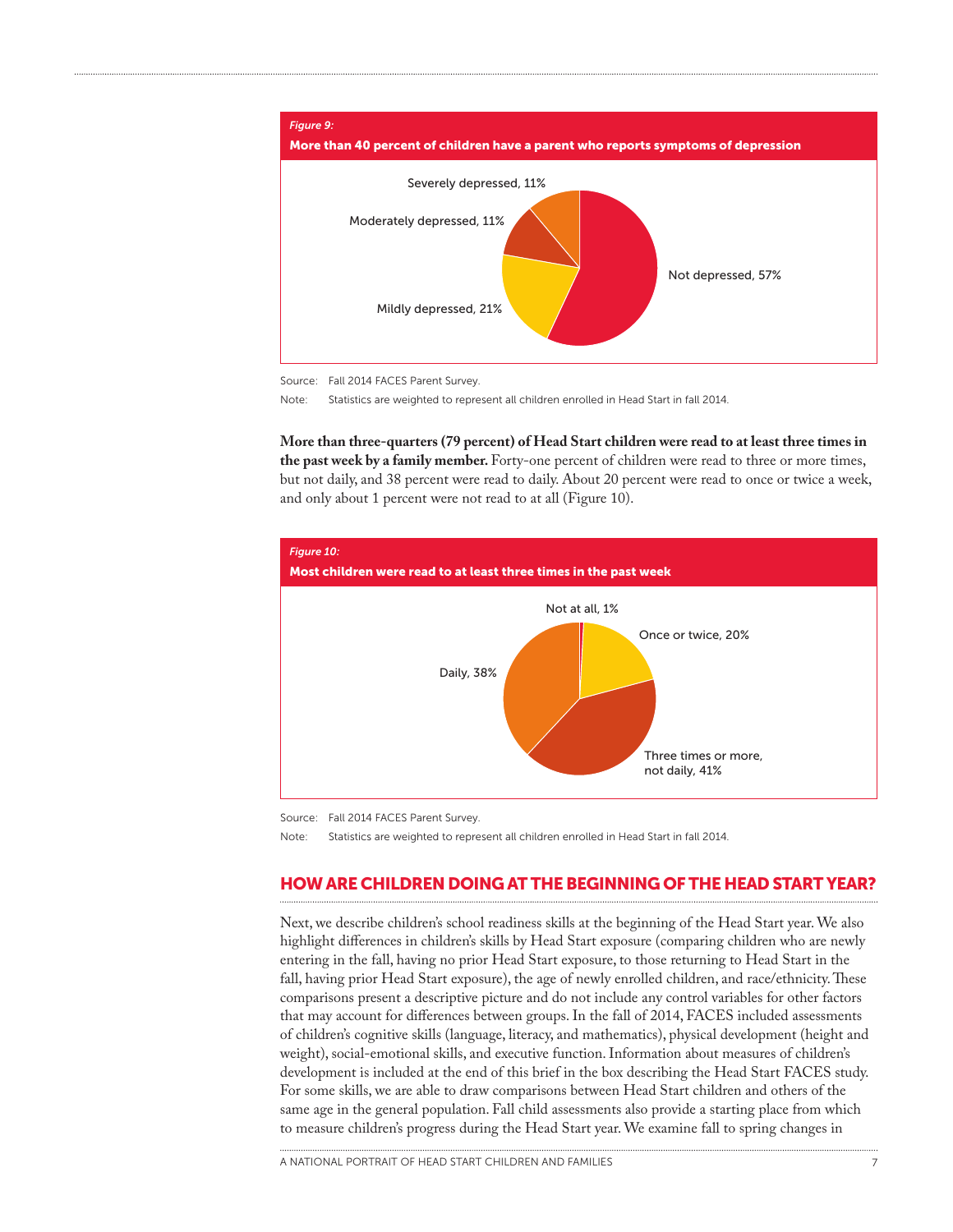*Figure 9:*

**More than 40 percent of children have a parent who reports symptoms of depression**

Severely depressed, 11%

Moderately depressed, 11%

Not depressed, 57%

Mildly depressed, 21%

Source: Fall 2014 FACES Parent Survey.

Note: Statistics are weighted to represent all children enrolled in Head Start in fall 2014.

**More than three-quarters (79 percent) of Head Start children were read to at least three times in the past week by a family member.** Forty-one percent of children were read to three or more times, but not daily, and 38 percent were read to daily. About 20 percent were read to once or twice a week, and only about 1 percent were not read to at all (Figure 10).

*Figure 10:*

**Most children were read to at least three times in the past week**

Not at all, 1%

Once or twice, 20%

Daily, 38%

Three times or more, not daily, 41%

Source: Fall 2014 FACES Parent Survey.

Note: Statistics are weighted to represent all children enrolled in Head Start in fall 2014.

## HOW ARE CHILDREN DOING AT THE BEGINNING OF THE HEAD START YEAR?

Next, we describe children's school readiness skills at the beginning of the Head Start year. We also highlight differences in children's skills by Head Start exposure (comparing children who are newly entering in the fall, having no prior Head Start exposure, to those returning to Head Start in the fall, having prior Head Start exposure), the age of newly enrolled children, and race/ethnicity. These comparisons present a descriptive picture and do not include any control variables for other factors that may account for differences between groups. In the fall of 2014, FACES included assessments of children's cognitive skills (language, literacy, and mathematics), physical development (height and weight), social-emotional skills, and executive function. Information about measures of children's development is included at the end of this brief in the box describing the Head Start FACES study. For some skills, we are able to draw comparisons between Head Start children and others of the same age in the general population. Fall child assessments also provide a starting place from which to measure children's progress during the Head Start year. We examine fall to spring changes in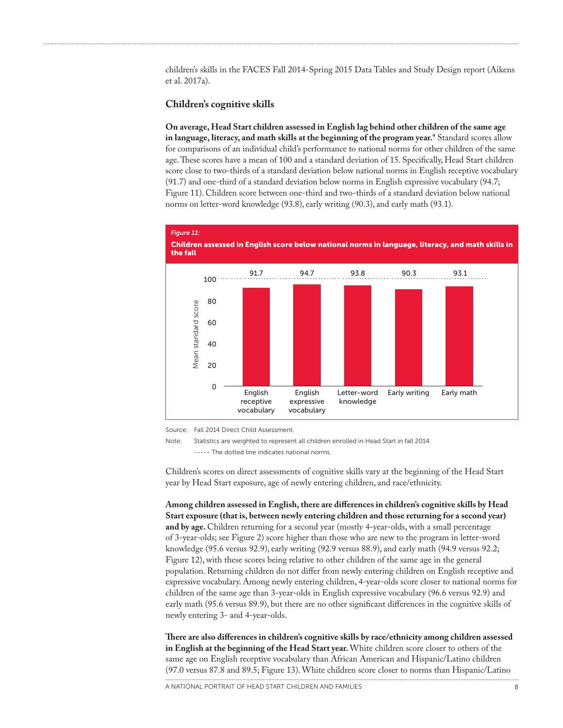children's skills in the FACES Fall 2014-Spring 2015 Data Tables and Study Design report (Aikens et al. 2017a).

### Children's cognitive skills

**On average, Head Start children assessed in English lag behind other children of the same age in language, literacy, and math skills at the beginning of the program year.**[9] Standard scores allow for comparisons of an individual child's performance to national norms for other children of the same age. These scores have a mean of 100 and a standard deviation of 15. Specifically, Head Start children score close to two-thirds of a standard deviation below national norms in English receptive vocabulary (91.7) and one-third of a standard deviation below norms in English expressive vocabulary (94.7; Figure 11). Children score between one-third and two-thirds of a standard deviation below national norms on letter-word knowledge (93.8), early writing (90.3), and early math (93.1).

*Figure 11:*

**Children assessed in English score below national norms in language, literacy, and math skills in the fall**

| | English receptive vocabulary | English expressive vocabulary | Letter-word knowledge | Early writing | Early math |
|---|---|---|---|---|---|
| Mean standard score | 91.7 | 94.7 | 93.8 | 90.3 | 93.1 |

Source: Fall 2014 Direct Child Assessment.

Note: Statistics are weighted to represent all children enrolled in Head Start in fall 2014.

----- The dotted line indicates national norms.

Children's scores on direct assessments of cognitive skills vary at the beginning of the Head Start year by Head Start exposure, age of newly entering children, and race/ethnicity.

**Among children assessed in English, there are differences in children's cognitive skills by Head Start exposure (that is, between newly entering children and those returning for a second year) and by age.** Children returning for a second year (mostly 4-year-olds, with a small percentage of 3-year-olds; see Figure 2) score higher than those who are new to the program in letter-word knowledge (95.6 versus 92.9), early writing (92.9 versus 88.9), and early math (94.9 versus 92.2; Figure 12), with these scores being relative to other children of the same age in the general population. Returning children do not differ from newly entering children on English receptive and expressive vocabulary. Among newly entering children, 4-year-olds score closer to national norms for children of the same age than 3-year-olds in English expressive vocabulary (96.6 versus 92.9) and early math (95.6 versus 89.9), but there are no other significant differences in the cognitive skills of newly entering 3- and 4-year-olds.

**There are also differences in children's cognitive skills by race/ethnicity among children assessed in English at the beginning of the Head Start year.** White children score closer to others of the same age on English receptive vocabulary than African American and Hispanic/Latino children (97.0 versus 87.8 and 89.5; Figure 13). White children score closer to norms than Hispanic/Latino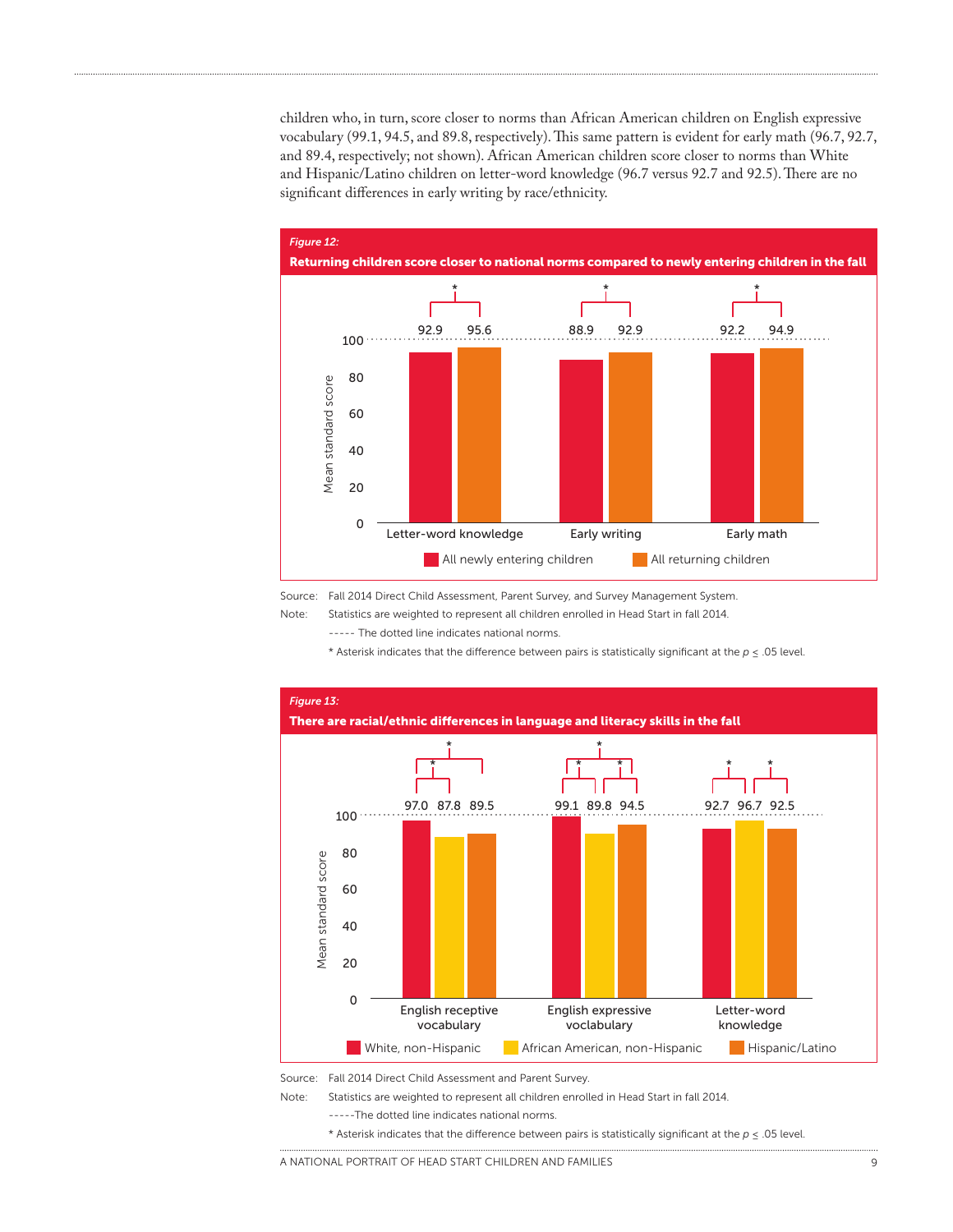children who, in turn, score closer to norms than African American children on English expressive vocabulary (99.1, 94.5, and 89.8, respectively). This same pattern is evident for early math (96.7, 92.7, and 89.4, respectively; not shown). African American children score closer to norms than White and Hispanic/Latino children on letter-word knowledge (96.7 versus 92.7 and 92.5). There are no significant differences in early writing by race/ethnicity.

*Figure 12:*

**Returning children score closer to national norms compared to newly entering children in the fall**

| | All newly entering children | All returning children |
|---|---|---|
| Letter-word knowledge* | 92.9 | 95.6 |
| Early writing* | 88.9 | 92.9 |
| Early math* | 92.2 | 94.9 |

Source: Fall 2014 Direct Child Assessment, Parent Survey, and Survey Management System.

Note: Statistics are weighted to represent all children enrolled in Head Start in fall 2014.

----- The dotted line indicates national norms.

* Asterisk indicates that the difference between pairs is statistically significant at the $p \leq .05$ level.

*Figure 13:*

**There are racial/ethnic differences in language and literacy skills in the fall**

| | White, non-Hispanic | African American, non-Hispanic | Hispanic/Latino |
|---|---|---|---|
| English receptive vocabulary | 97.0 | 87.8 | 89.5 |
| English expressive voclabulary | 99.1 | 89.8 | 94.5 |
| Letter-word knowledge | 92.7 | 96.7 | 92.5 |

Source: Fall 2014 Direct Child Assessment and Parent Survey.

Note: Statistics are weighted to represent all children enrolled in Head Start in fall 2014.

-----The dotted line indicates national norms.

* Asterisk indicates that the difference between pairs is statistically significant at the $p \leq .05$ level.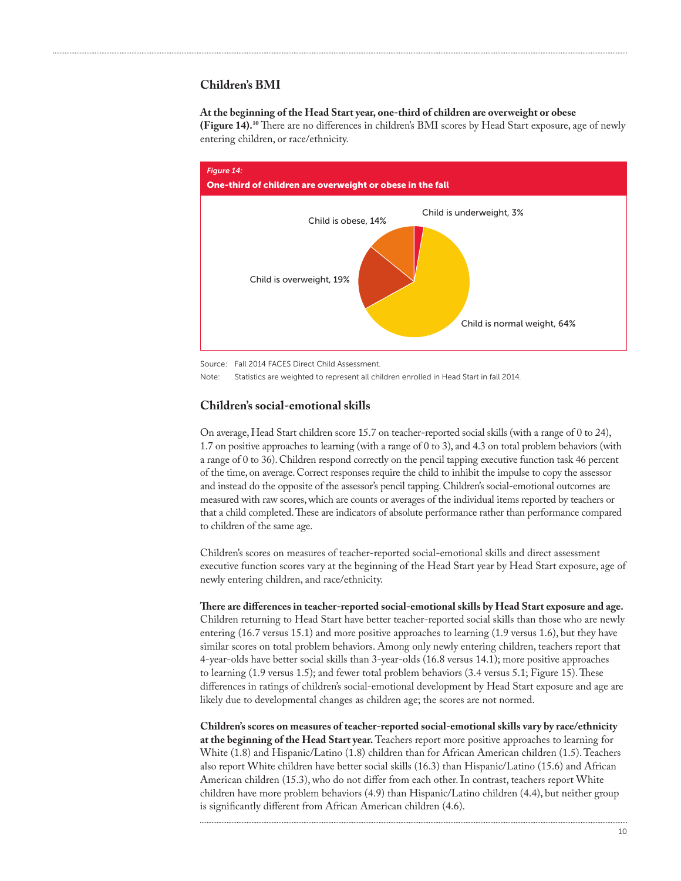## Children's BMI

**At the beginning of the Head Start year, one-third of children are overweight or obese (Figure 14).**[10] There are no differences in children's BMI scores by Head Start exposure, age of newly entering children, or race/ethnicity.

*Figure 14:*
**One-third of children are overweight or obese in the fall**

Child is underweight, 3%
Child is obese, 14%
Child is overweight, 19%
Child is normal weight, 64%

Source: Fall 2014 FACES Direct Child Assessment.

Note: Statistics are weighted to represent all children enrolled in Head Start in fall 2014.

## Children's social-emotional skills

On average, Head Start children score 15.7 on teacher-reported social skills (with a range of 0 to 24), 1.7 on positive approaches to learning (with a range of 0 to 3), and 4.3 on total problem behaviors (with a range of 0 to 36). Children respond correctly on the pencil tapping executive function task 46 percent of the time, on average. Correct responses require the child to inhibit the impulse to copy the assessor and instead do the opposite of the assessor's pencil tapping. Children's social-emotional outcomes are measured with raw scores, which are counts or averages of the individual items reported by teachers or that a child completed. These are indicators of absolute performance rather than performance compared to children of the same age.

Children's scores on measures of teacher-reported social-emotional skills and direct assessment executive function scores vary at the beginning of the Head Start year by Head Start exposure, age of newly entering children, and race/ethnicity.

**There are differences in teacher-reported social-emotional skills by Head Start exposure and age.** Children returning to Head Start have better teacher-reported social skills than those who are newly entering (16.7 versus 15.1) and more positive approaches to learning (1.9 versus 1.6), but they have similar scores on total problem behaviors. Among only newly entering children, teachers report that 4-year-olds have better social skills than 3-year-olds (16.8 versus 14.1); more positive approaches to learning (1.9 versus 1.5); and fewer total problem behaviors (3.4 versus 5.1; Figure 15). These differences in ratings of children's social-emotional development by Head Start exposure and age are likely due to developmental changes as children age; the scores are not normed.

**Children's scores on measures of teacher-reported social-emotional skills vary by race/ethnicity at the beginning of the Head Start year.** Teachers report more positive approaches to learning for White (1.8) and Hispanic/Latino (1.8) children than for African American children (1.5). Teachers also report White children have better social skills (16.3) than Hispanic/Latino (15.6) and African American children (15.3), who do not differ from each other. In contrast, teachers report White children have more problem behaviors (4.9) than Hispanic/Latino children (4.4), but neither group is significantly different from African American children (4.6).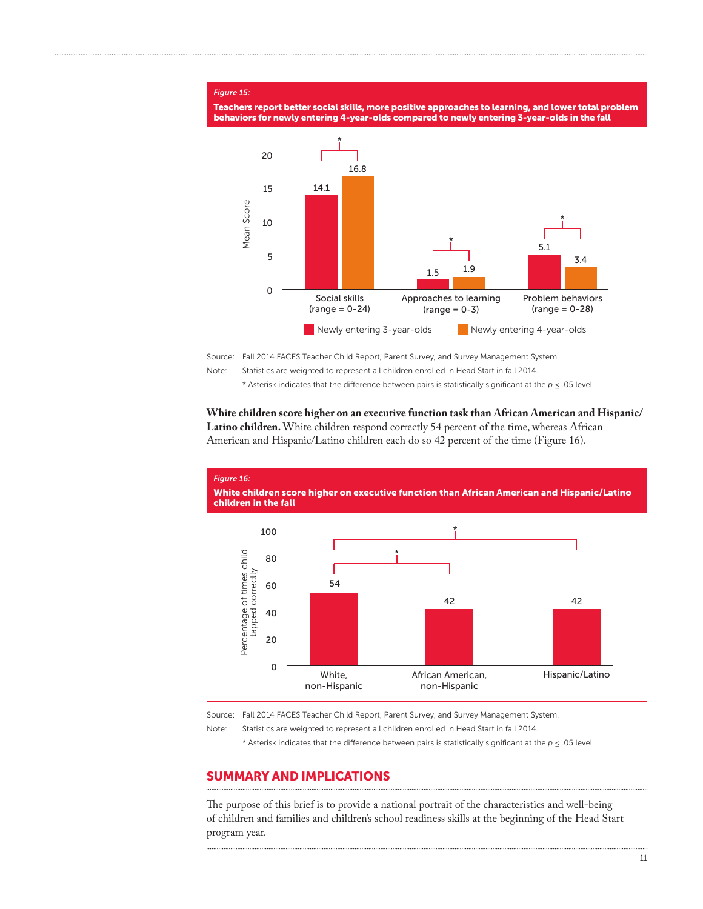*Figure 15:*

**Teachers report better social skills, more positive approaches to learning, and lower total problem behaviors for newly entering 4-year-olds compared to newly entering 3-year-olds in the fall**

| Mean Score | Newly entering 3-year-olds | Newly entering 4-year-olds |
|---|---|---|
| Social skills (range = 0-24) * | 14.1 | 16.8 |
| Approaches to learning (range = 0-3) * | 1.5 | 1.9 |
| Problem behaviors (range = 0-28) * | 5.1 | 3.4 |

Source: Fall 2014 FACES Teacher Child Report, Parent Survey, and Survey Management System.

Note: Statistics are weighted to represent all children enrolled in Head Start in fall 2014.

\* Asterisk indicates that the difference between pairs is statistically significant at the $p \leq .05$ level.

**White children score higher on an executive function task than African American and Hispanic/Latino children.** White children respond correctly 54 percent of the time, whereas African American and Hispanic/Latino children each do so 42 percent of the time (Figure 16).

*Figure 16:*

**White children score higher on executive function than African American and Hispanic/Latino children in the fall**

| | Percentage of times child tapped correctly |
|---|---|
| White, non-Hispanic | 54 |
| African American, non-Hispanic | 42 |
| Hispanic/Latino | 42 |

(* White vs. African American significant; * White vs. Hispanic/Latino significant)

Source: Fall 2014 FACES Teacher Child Report, Parent Survey, and Survey Management System.

Note: Statistics are weighted to represent all children enrolled in Head Start in fall 2014.

\* Asterisk indicates that the difference between pairs is statistically significant at the $p \leq .05$ level.

## SUMMARY AND IMPLICATIONS

The purpose of this brief is to provide a national portrait of the characteristics and well-being of children and families and children's school readiness skills at the beginning of the Head Start program year.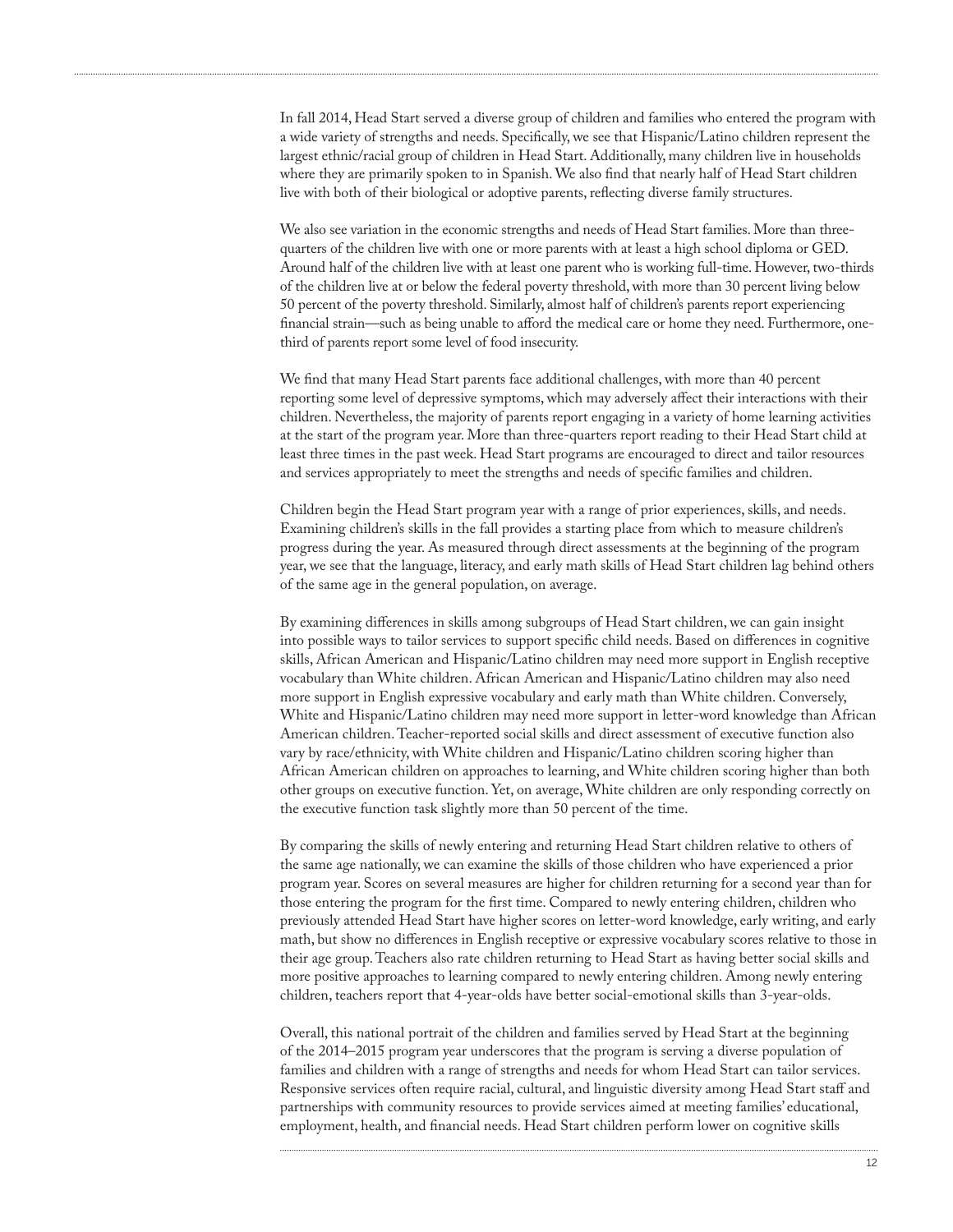In fall 2014, Head Start served a diverse group of children and families who entered the program with a wide variety of strengths and needs. Specifically, we see that Hispanic/Latino children represent the largest ethnic/racial group of children in Head Start. Additionally, many children live in households where they are primarily spoken to in Spanish. We also find that nearly half of Head Start children live with both of their biological or adoptive parents, reflecting diverse family structures.

We also see variation in the economic strengths and needs of Head Start families. More than three-quarters of the children live with one or more parents with at least a high school diploma or GED. Around half of the children live with at least one parent who is working full-time. However, two-thirds of the children live at or below the federal poverty threshold, with more than 30 percent living below 50 percent of the poverty threshold. Similarly, almost half of children's parents report experiencing financial strain—such as being unable to afford the medical care or home they need. Furthermore, one-third of parents report some level of food insecurity.

We find that many Head Start parents face additional challenges, with more than 40 percent reporting some level of depressive symptoms, which may adversely affect their interactions with their children. Nevertheless, the majority of parents report engaging in a variety of home learning activities at the start of the program year. More than three-quarters report reading to their Head Start child at least three times in the past week. Head Start programs are encouraged to direct and tailor resources and services appropriately to meet the strengths and needs of specific families and children.

Children begin the Head Start program year with a range of prior experiences, skills, and needs. Examining children's skills in the fall provides a starting place from which to measure children's progress during the year. As measured through direct assessments at the beginning of the program year, we see that the language, literacy, and early math skills of Head Start children lag behind others of the same age in the general population, on average.

By examining differences in skills among subgroups of Head Start children, we can gain insight into possible ways to tailor services to support specific child needs. Based on differences in cognitive skills, African American and Hispanic/Latino children may need more support in English receptive vocabulary than White children. African American and Hispanic/Latino children may also need more support in English expressive vocabulary and early math than White children. Conversely, White and Hispanic/Latino children may need more support in letter-word knowledge than African American children. Teacher-reported social skills and direct assessment of executive function also vary by race/ethnicity, with White children and Hispanic/Latino children scoring higher than African American children on approaches to learning, and White children scoring higher than both other groups on executive function. Yet, on average, White children are only responding correctly on the executive function task slightly more than 50 percent of the time.

By comparing the skills of newly entering and returning Head Start children relative to others of the same age nationally, we can examine the skills of those children who have experienced a prior program year. Scores on several measures are higher for children returning for a second year than for those entering the program for the first time. Compared to newly entering children, children who previously attended Head Start have higher scores on letter-word knowledge, early writing, and early math, but show no differences in English receptive or expressive vocabulary scores relative to those in their age group. Teachers also rate children returning to Head Start as having better social skills and more positive approaches to learning compared to newly entering children. Among newly entering children, teachers report that 4-year-olds have better social-emotional skills than 3-year-olds.

Overall, this national portrait of the children and families served by Head Start at the beginning of the 2014–2015 program year underscores that the program is serving a diverse population of families and children with a range of strengths and needs for whom Head Start can tailor services. Responsive services often require racial, cultural, and linguistic diversity among Head Start staff and partnerships with community resources to provide services aimed at meeting families' educational, employment, health, and financial needs. Head Start children perform lower on cognitive skills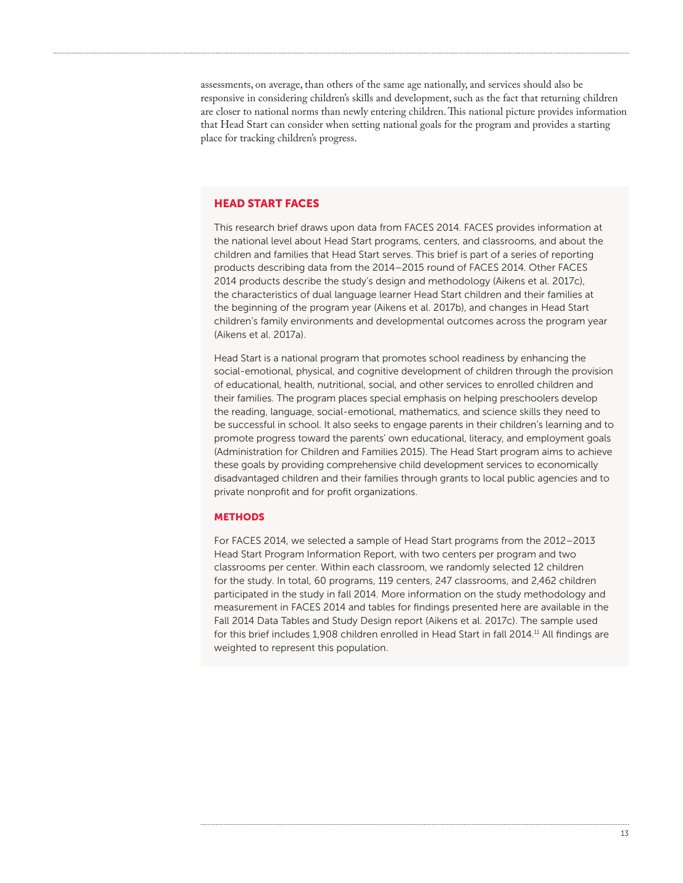assessments, on average, than others of the same age nationally, and services should also be responsive in considering children's skills and development, such as the fact that returning children are closer to national norms than newly entering children. This national picture provides information that Head Start can consider when setting national goals for the program and provides a starting place for tracking children's progress.

## HEAD START FACES

This research brief draws upon data from FACES 2014. FACES provides information at the national level about Head Start programs, centers, and classrooms, and about the children and families that Head Start serves. This brief is part of a series of reporting products describing data from the 2014–2015 round of FACES 2014. Other FACES 2014 products describe the study's design and methodology (Aikens et al. 2017c), the characteristics of dual language learner Head Start children and their families at the beginning of the program year (Aikens et al. 2017b), and changes in Head Start children's family environments and developmental outcomes across the program year (Aikens et al. 2017a).

Head Start is a national program that promotes school readiness by enhancing the social-emotional, physical, and cognitive development of children through the provision of educational, health, nutritional, social, and other services to enrolled children and their families. The program places special emphasis on helping preschoolers develop the reading, language, social-emotional, mathematics, and science skills they need to be successful in school. It also seeks to engage parents in their children's learning and to promote progress toward the parents' own educational, literacy, and employment goals (Administration for Children and Families 2015). The Head Start program aims to achieve these goals by providing comprehensive child development services to economically disadvantaged children and their families through grants to local public agencies and to private nonprofit and for profit organizations.

### METHODS

For FACES 2014, we selected a sample of Head Start programs from the 2012–2013 Head Start Program Information Report, with two centers per program and two classrooms per center. Within each classroom, we randomly selected 12 children for the study. In total, 60 programs, 119 centers, 247 classrooms, and 2,462 children participated in the study in fall 2014. More information on the study methodology and measurement in FACES 2014 and tables for findings presented here are available in the Fall 2014 Data Tables and Study Design report (Aikens et al. 2017c). The sample used for this brief includes 1,908 children enrolled in Head Start in fall 2014.[11] All findings are weighted to represent this population.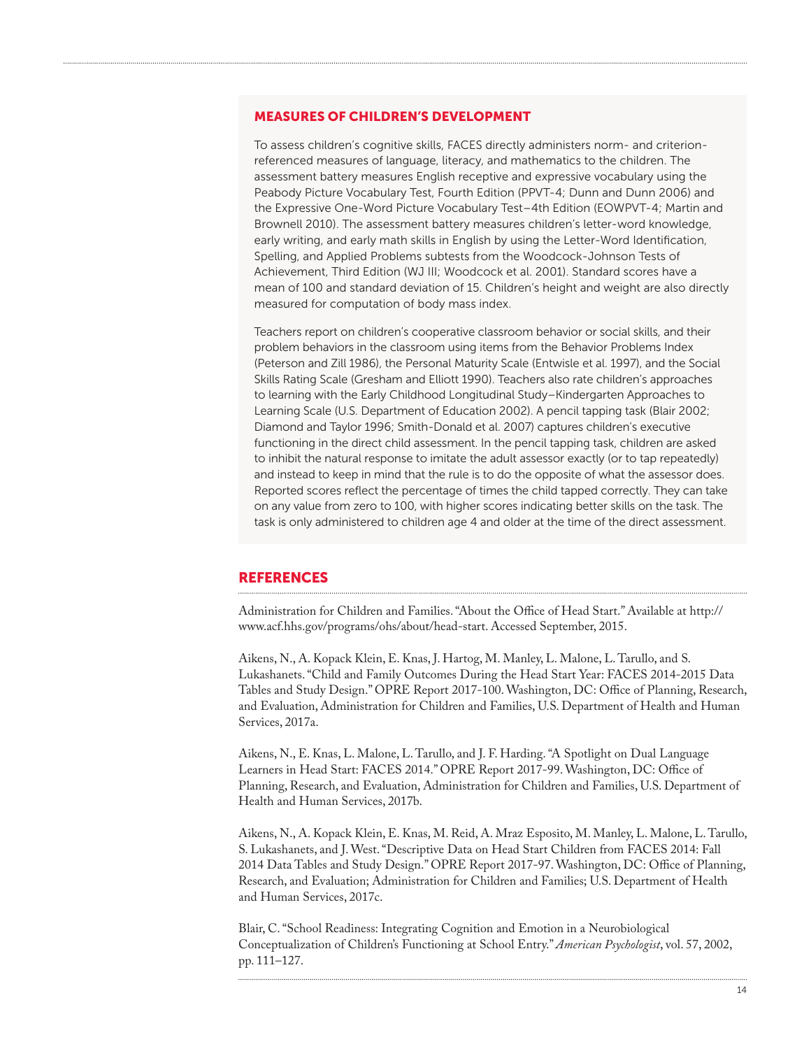## MEASURES OF CHILDREN'S DEVELOPMENT

To assess children's cognitive skills, FACES directly administers norm- and criterion-referenced measures of language, literacy, and mathematics to the children. The assessment battery measures English receptive and expressive vocabulary using the Peabody Picture Vocabulary Test, Fourth Edition (PPVT-4; Dunn and Dunn 2006) and the Expressive One-Word Picture Vocabulary Test–4th Edition (EOWPVT-4; Martin and Brownell 2010). The assessment battery measures children's letter-word knowledge, early writing, and early math skills in English by using the Letter-Word Identification, Spelling, and Applied Problems subtests from the Woodcock-Johnson Tests of Achievement, Third Edition (WJ III; Woodcock et al. 2001). Standard scores have a mean of 100 and standard deviation of 15. Children's height and weight are also directly measured for computation of body mass index.

Teachers report on children's cooperative classroom behavior or social skills, and their problem behaviors in the classroom using items from the Behavior Problems Index (Peterson and Zill 1986), the Personal Maturity Scale (Entwisle et al. 1997), and the Social Skills Rating Scale (Gresham and Elliott 1990). Teachers also rate children's approaches to learning with the Early Childhood Longitudinal Study–Kindergarten Approaches to Learning Scale (U.S. Department of Education 2002). A pencil tapping task (Blair 2002; Diamond and Taylor 1996; Smith-Donald et al. 2007) captures children's executive functioning in the direct child assessment. In the pencil tapping task, children are asked to inhibit the natural response to imitate the adult assessor exactly (or to tap repeatedly) and instead to keep in mind that the rule is to do the opposite of what the assessor does. Reported scores reflect the percentage of times the child tapped correctly. They can take on any value from zero to 100, with higher scores indicating better skills on the task. The task is only administered to children age 4 and older at the time of the direct assessment.

## REFERENCES

Administration for Children and Families. "About the Office of Head Start." Available at http://www.acf.hhs.gov/programs/ohs/about/head-start. Accessed September, 2015.

Aikens, N., A. Kopack Klein, E. Knas, J. Hartog, M. Manley, L. Malone, L. Tarullo, and S. Lukashanets. "Child and Family Outcomes During the Head Start Year: FACES 2014-2015 Data Tables and Study Design." OPRE Report 2017-100. Washington, DC: Office of Planning, Research, and Evaluation, Administration for Children and Families, U.S. Department of Health and Human Services, 2017a.

Aikens, N., E. Knas, L. Malone, L. Tarullo, and J. F. Harding. "A Spotlight on Dual Language Learners in Head Start: FACES 2014." OPRE Report 2017-99. Washington, DC: Office of Planning, Research, and Evaluation, Administration for Children and Families, U.S. Department of Health and Human Services, 2017b.

Aikens, N., A. Kopack Klein, E. Knas, M. Reid, A. Mraz Esposito, M. Manley, L. Malone, L. Tarullo, S. Lukashanets, and J. West. "Descriptive Data on Head Start Children from FACES 2014: Fall 2014 Data Tables and Study Design." OPRE Report 2017-97. Washington, DC: Office of Planning, Research, and Evaluation; Administration for Children and Families; U.S. Department of Health and Human Services, 2017c.

Blair, C. "School Readiness: Integrating Cognition and Emotion in a Neurobiological Conceptualization of Children's Functioning at School Entry." *American Psychologist*, vol. 57, 2002, pp. 111–127.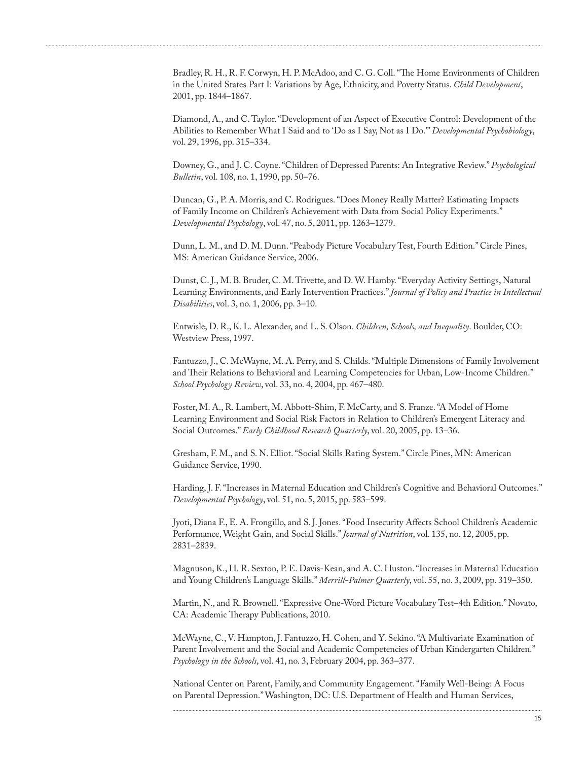Bradley, R. H., R. F. Corwyn, H. P. McAdoo, and C. G. Coll. "The Home Environments of Children in the United States Part I: Variations by Age, Ethnicity, and Poverty Status. *Child Development*, 2001, pp. 1844–1867.

Diamond, A., and C. Taylor. "Development of an Aspect of Executive Control: Development of the Abilities to Remember What I Said and to 'Do as I Say, Not as I Do.'" *Developmental Psychobiology*, vol. 29, 1996, pp. 315–334.

Downey, G., and J. C. Coyne. "Children of Depressed Parents: An Integrative Review." *Psychological Bulletin*, vol. 108, no. 1, 1990, pp. 50–76.

Duncan, G., P. A. Morris, and C. Rodrigues. "Does Money Really Matter? Estimating Impacts of Family Income on Children's Achievement with Data from Social Policy Experiments." *Developmental Psychology*, vol. 47, no. 5, 2011, pp. 1263–1279.

Dunn, L. M., and D. M. Dunn. "Peabody Picture Vocabulary Test, Fourth Edition." Circle Pines, MS: American Guidance Service, 2006.

Dunst, C. J., M. B. Bruder, C. M. Trivette, and D. W. Hamby. "Everyday Activity Settings, Natural Learning Environments, and Early Intervention Practices." *Journal of Policy and Practice in Intellectual Disabilities*, vol. 3, no. 1, 2006, pp. 3–10.

Entwisle, D. R., K. L. Alexander, and L. S. Olson. *Children, Schools, and Inequality*. Boulder, CO: Westview Press, 1997.

Fantuzzo, J., C. McWayne, M. A. Perry, and S. Childs. "Multiple Dimensions of Family Involvement and Their Relations to Behavioral and Learning Competencies for Urban, Low-Income Children." *School Psychology Review*, vol. 33, no. 4, 2004, pp. 467–480.

Foster, M. A., R. Lambert, M. Abbott-Shim, F. McCarty, and S. Franze. "A Model of Home Learning Environment and Social Risk Factors in Relation to Children's Emergent Literacy and Social Outcomes." *Early Childhood Research Quarterly*, vol. 20, 2005, pp. 13–36.

Gresham, F. M., and S. N. Elliot. "Social Skills Rating System." Circle Pines, MN: American Guidance Service, 1990.

Harding, J. F. "Increases in Maternal Education and Children's Cognitive and Behavioral Outcomes." *Developmental Psychology*, vol. 51, no. 5, 2015, pp. 583–599.

Jyoti, Diana F., E. A. Frongillo, and S. J. Jones. "Food Insecurity Affects School Children's Academic Performance, Weight Gain, and Social Skills." *Journal of Nutrition*, vol. 135, no. 12, 2005, pp. 2831–2839.

Magnuson, K., H. R. Sexton, P. E. Davis-Kean, and A. C. Huston. "Increases in Maternal Education and Young Children's Language Skills." *Merrill-Palmer Quarterly*, vol. 55, no. 3, 2009, pp. 319–350.

Martin, N., and R. Brownell. "Expressive One-Word Picture Vocabulary Test–4th Edition." Novato, CA: Academic Therapy Publications, 2010.

McWayne, C., V. Hampton, J. Fantuzzo, H. Cohen, and Y. Sekino. "A Multivariate Examination of Parent Involvement and the Social and Academic Competencies of Urban Kindergarten Children." *Psychology in the Schools*, vol. 41, no. 3, February 2004, pp. 363–377.

National Center on Parent, Family, and Community Engagement. "Family Well-Being: A Focus on Parental Depression." Washington, DC: U.S. Department of Health and Human Services,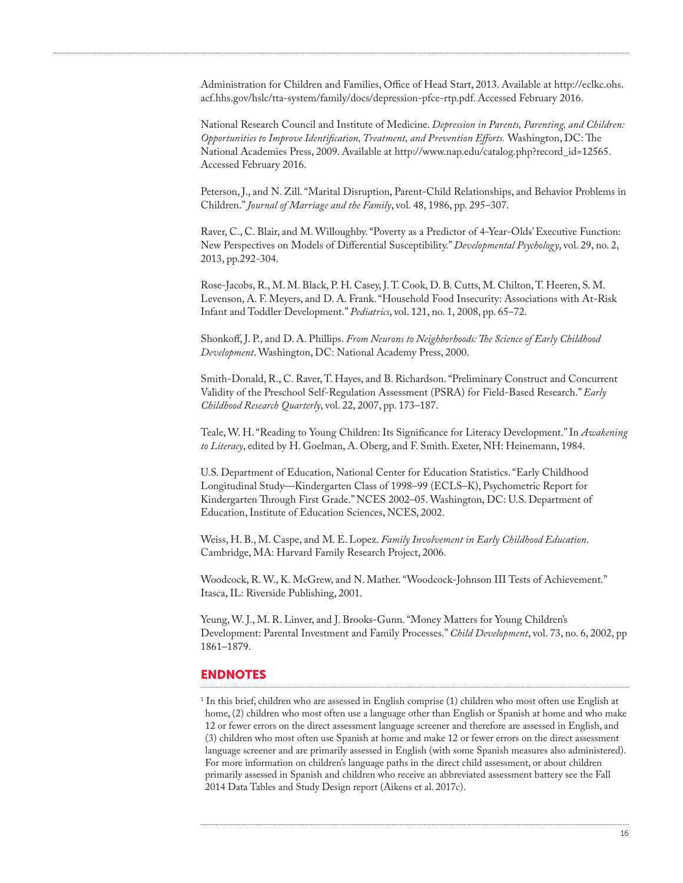Administration for Children and Families, Office of Head Start, 2013. Available at http://eclkc.ohs.acf.hhs.gov/hslc/tta-system/family/docs/depression-pfce-rtp.pdf. Accessed February 2016.

National Research Council and Institute of Medicine. *Depression in Parents, Parenting, and Children: Opportunities to Improve Identification, Treatment, and Prevention Efforts.* Washington, DC: The National Academies Press, 2009. Available at http://www.nap.edu/catalog.php?record_id=12565. Accessed February 2016.

Peterson, J., and N. Zill. "Marital Disruption, Parent-Child Relationships, and Behavior Problems in Children." *Journal of Marriage and the Family*, vol. 48, 1986, pp. 295–307.

Raver, C., C. Blair, and M. Willoughby. "Poverty as a Predictor of 4-Year-Olds' Executive Function: New Perspectives on Models of Differential Susceptibility." *Developmental Psychology*, vol. 29, no. 2, 2013, pp.292-304.

Rose-Jacobs, R., M. M. Black, P. H. Casey, J. T. Cook, D. B. Cutts, M. Chilton, T. Heeren, S. M. Levenson, A. F. Meyers, and D. A. Frank. "Household Food Insecurity: Associations with At-Risk Infant and Toddler Development." *Pediatrics*, vol. 121, no. 1, 2008, pp. 65–72.

Shonkoff, J. P., and D. A. Phillips. *From Neurons to Neighborhoods: The Science of Early Childhood Development*. Washington, DC: National Academy Press, 2000.

Smith-Donald, R., C. Raver, T. Hayes, and B. Richardson. "Preliminary Construct and Concurrent Validity of the Preschool Self-Regulation Assessment (PSRA) for Field-Based Research." *Early Childhood Research Quarterly*, vol. 22, 2007, pp. 173–187.

Teale, W. H. "Reading to Young Children: Its Significance for Literacy Development." In *Awakening to Literacy*, edited by H. Goelman, A. Oberg, and F. Smith. Exeter, NH: Heinemann, 1984.

U.S. Department of Education, National Center for Education Statistics. "Early Childhood Longitudinal Study—Kindergarten Class of 1998–99 (ECLS–K), Psychometric Report for Kindergarten Through First Grade." NCES 2002–05. Washington, DC: U.S. Department of Education, Institute of Education Sciences, NCES, 2002.

Weiss, H. B., M. Caspe, and M. E. Lopez. *Family Involvement in Early Childhood Education*. Cambridge, MA: Harvard Family Research Project, 2006.

Woodcock, R. W., K. McGrew, and N. Mather. "Woodcock-Johnson III Tests of Achievement." Itasca, IL: Riverside Publishing, 2001.

Yeung, W. J., M. R. Linver, and J. Brooks-Gunn. "Money Matters for Young Children's Development: Parental Investment and Family Processes." *Child Development*, vol. 73, no. 6, 2002, pp 1861–1879.

## ENDNOTES

[1] In this brief, children who are assessed in English comprise (1) children who most often use English at home, (2) children who most often use a language other than English or Spanish at home and who make 12 or fewer errors on the direct assessment language screener and therefore are assessed in English, and (3) children who most often use Spanish at home and make 12 or fewer errors on the direct assessment language screener and are primarily assessed in English (with some Spanish measures also administered). For more information on children's language paths in the direct child assessment, or about children primarily assessed in Spanish and children who receive an abbreviated assessment battery see the Fall 2014 Data Tables and Study Design report (Aikens et al. 2017c).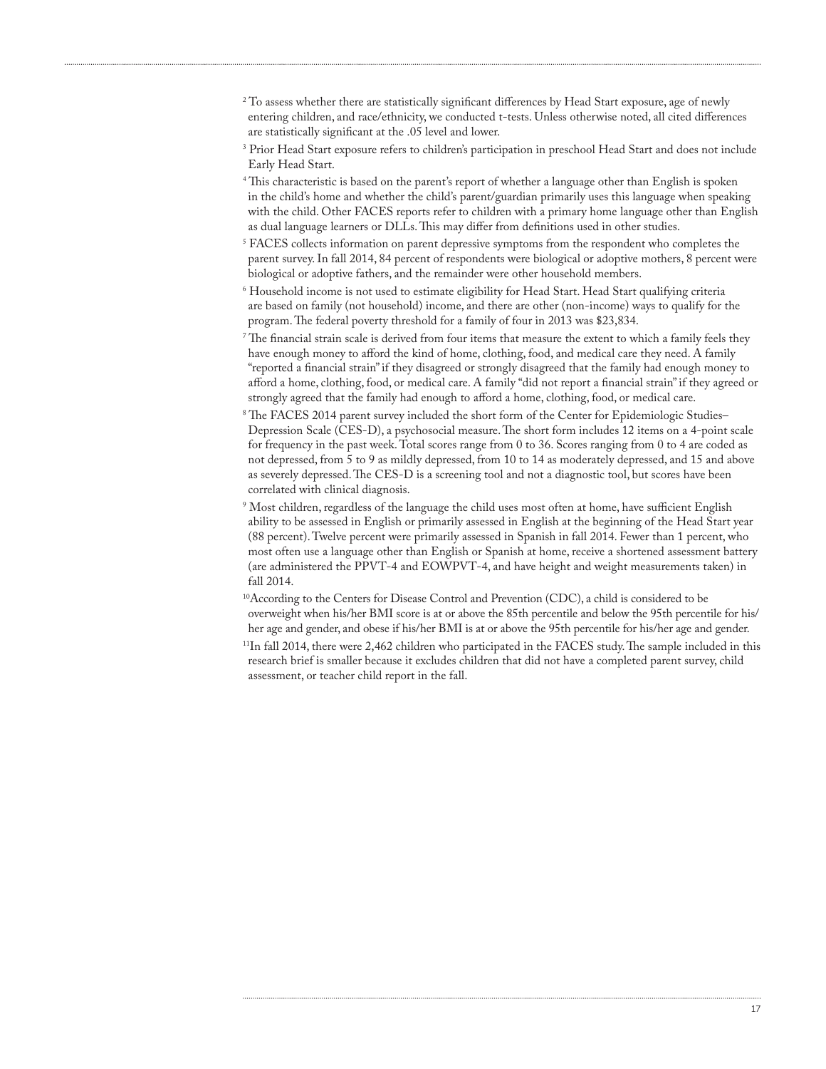[2] To assess whether there are statistically significant differences by Head Start exposure, age of newly entering children, and race/ethnicity, we conducted t-tests. Unless otherwise noted, all cited differences are statistically significant at the .05 level and lower.

[3] Prior Head Start exposure refers to children's participation in preschool Head Start and does not include Early Head Start.

[4] This characteristic is based on the parent's report of whether a language other than English is spoken in the child's home and whether the child's parent/guardian primarily uses this language when speaking with the child. Other FACES reports refer to children with a primary home language other than English as dual language learners or DLLs. This may differ from definitions used in other studies.

[5] FACES collects information on parent depressive symptoms from the respondent who completes the parent survey. In fall 2014, 84 percent of respondents were biological or adoptive mothers, 8 percent were biological or adoptive fathers, and the remainder were other household members.

[6] Household income is not used to estimate eligibility for Head Start. Head Start qualifying criteria are based on family (not household) income, and there are other (non-income) ways to qualify for the program. The federal poverty threshold for a family of four in 2013 was $23,834.

[7] The financial strain scale is derived from four items that measure the extent to which a family feels they have enough money to afford the kind of home, clothing, food, and medical care they need. A family "reported a financial strain" if they disagreed or strongly disagreed that the family had enough money to afford a home, clothing, food, or medical care. A family "did not report a financial strain" if they agreed or strongly agreed that the family had enough to afford a home, clothing, food, or medical care.

[8] The FACES 2014 parent survey included the short form of the Center for Epidemiologic Studies–Depression Scale (CES-D), a psychosocial measure. The short form includes 12 items on a 4-point scale for frequency in the past week. Total scores range from 0 to 36. Scores ranging from 0 to 4 are coded as not depressed, from 5 to 9 as mildly depressed, from 10 to 14 as moderately depressed, and 15 and above as severely depressed. The CES-D is a screening tool and not a diagnostic tool, but scores have been correlated with clinical diagnosis.

[9] Most children, regardless of the language the child uses most often at home, have sufficient English ability to be assessed in English or primarily assessed in English at the beginning of the Head Start year (88 percent). Twelve percent were primarily assessed in Spanish in fall 2014. Fewer than 1 percent, who most often use a language other than English or Spanish at home, receive a shortened assessment battery (are administered the PPVT-4 and EOWPVT-4, and have height and weight measurements taken) in fall 2014.

[10] According to the Centers for Disease Control and Prevention (CDC), a child is considered to be overweight when his/her BMI score is at or above the 85th percentile and below the 95th percentile for his/her age and gender, and obese if his/her BMI is at or above the 95th percentile for his/her age and gender.

[11] In fall 2014, there were 2,462 children who participated in the FACES study. The sample included in this research brief is smaller because it excludes children that did not have a completed parent survey, child assessment, or teacher child report in the fall.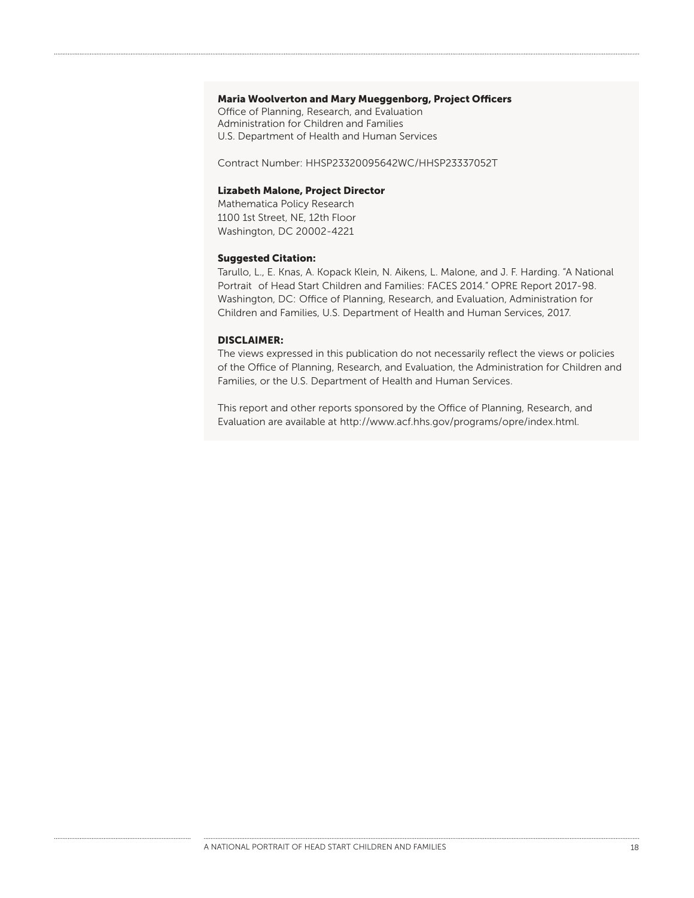**Maria Woolverton and Mary Mueggenborg, Project Officers**
Office of Planning, Research, and Evaluation
Administration for Children and Families
U.S. Department of Health and Human Services

Contract Number: HHSP23320095642WC/HHSP23337052T

**Lizabeth Malone, Project Director**
Mathematica Policy Research
1100 1st Street, NE, 12th Floor
Washington, DC 20002-4221

**Suggested Citation:**
Tarullo, L., E. Knas, A. Kopack Klein, N. Aikens, L. Malone, and J. F. Harding. "A National Portrait of Head Start Children and Families: FACES 2014." OPRE Report 2017-98. Washington, DC: Office of Planning, Research, and Evaluation, Administration for Children and Families, U.S. Department of Health and Human Services, 2017.

**DISCLAIMER:**
The views expressed in this publication do not necessarily reflect the views or policies of the Office of Planning, Research, and Evaluation, the Administration for Children and Families, or the U.S. Department of Health and Human Services.

This report and other reports sponsored by the Office of Planning, Research, and Evaluation are available at http://www.acf.hhs.gov/programs/opre/index.html.